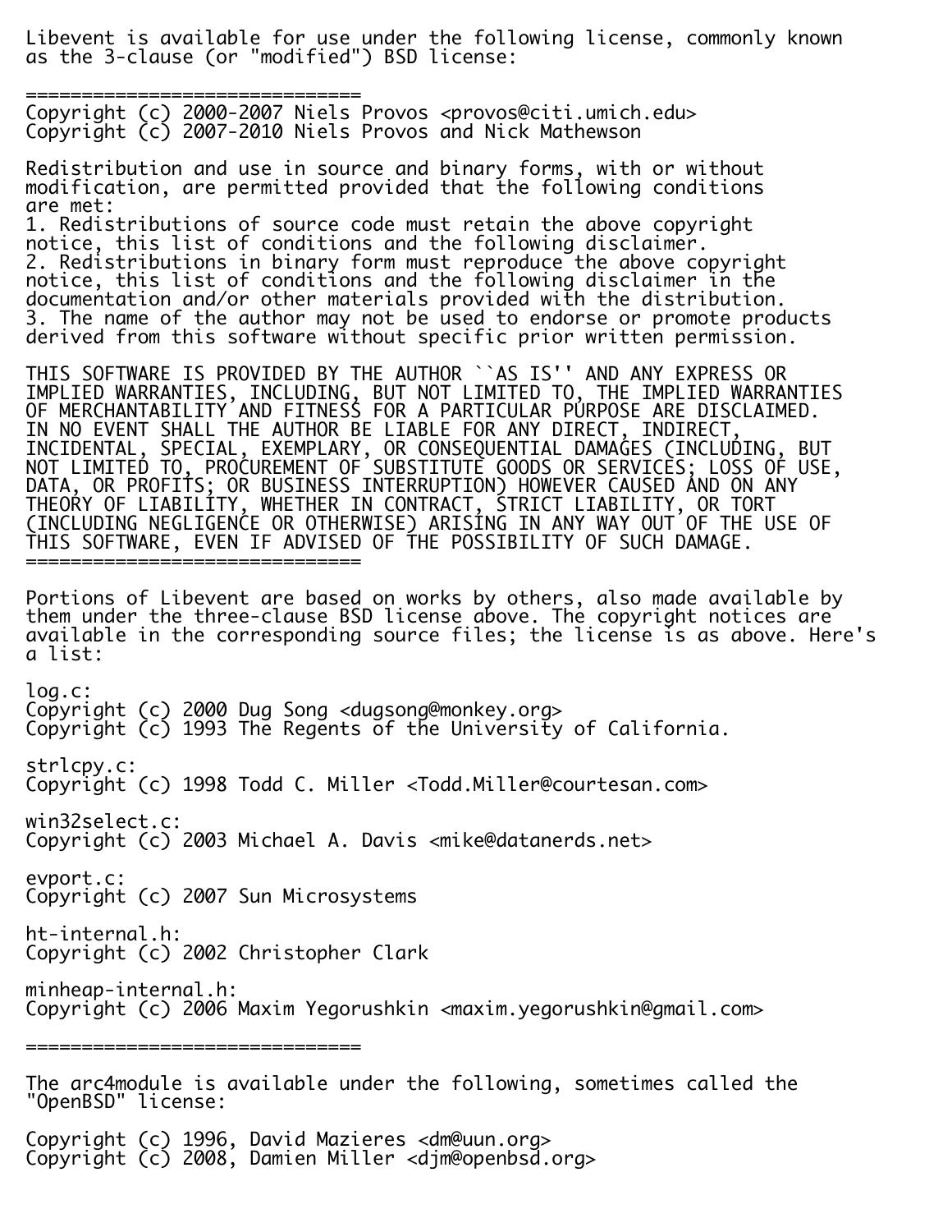Libevent is available for use under the following license, commonly known as the 3-clause (or "modified") BSD license:

==============================

Copyright (c) 2000-2007 Niels Provos <provos@citi.umich.edu>
Copyright (c) 2007-2010 Niels Provos and Nick Mathewson

Redistribution and use in source and binary forms, with or without modification, are permitted provided that the following conditions are met:

1. Redistributions of source code must retain the above copyright notice, this list of conditions and the following disclaimer.
2. Redistributions in binary form must reproduce the above copyright notice, this list of conditions and the following disclaimer in the documentation and/or other materials provided with the distribution.
3. The name of the author may not be used to endorse or promote products derived from this software without specific prior written permission.

THIS SOFTWARE IS PROVIDED BY THE AUTHOR ``AS IS'' AND ANY EXPRESS OR IMPLIED WARRANTIES, INCLUDING, BUT NOT LIMITED TO, THE IMPLIED WARRANTIES OF MERCHANTABILITY AND FITNESS FOR A PARTICULAR PURPOSE ARE DISCLAIMED. IN NO EVENT SHALL THE AUTHOR BE LIABLE FOR ANY DIRECT, INDIRECT, INCIDENTAL, SPECIAL, EXEMPLARY, OR CONSEQUENTIAL DAMAGES (INCLUDING, BUT NOT LIMITED TO, PROCUREMENT OF SUBSTITUTE GOODS OR SERVICES; LOSS OF USE, DATA, OR PROFITS; OR BUSINESS INTERRUPTION) HOWEVER CAUSED AND ON ANY THEORY OF LIABILITY, WHETHER IN CONTRACT, STRICT LIABILITY, OR TORT (INCLUDING NEGLIGENCE OR OTHERWISE) ARISING IN ANY WAY OUT OF THE USE OF THIS SOFTWARE, EVEN IF ADVISED OF THE POSSIBILITY OF SUCH DAMAGE.

==============================

Portions of Libevent are based on works by others, also made available by them under the three-clause BSD license above. The copyright notices are available in the corresponding source files; the license is as above. Here's a list:

log.c:
Copyright (c) 2000 Dug Song <dugsong@monkey.org>
Copyright (c) 1993 The Regents of the University of California.

strlcpy.c:
Copyright (c) 1998 Todd C. Miller <Todd.Miller@courtesan.com>

win32select.c:
Copyright (c) 2003 Michael A. Davis <mike@datanerds.net>

evport.c:
Copyright (c) 2007 Sun Microsystems

ht-internal.h:
Copyright (c) 2002 Christopher Clark

minheap-internal.h:
Copyright (c) 2006 Maxim Yegorushkin <maxim.yegorushkin@gmail.com>

==============================

The arc4module is available under the following, sometimes called the "OpenBSD" license:

Copyright (c) 1996, David Mazieres <dm@uun.org>
Copyright (c) 2008, Damien Miller <djm@openbsd.org>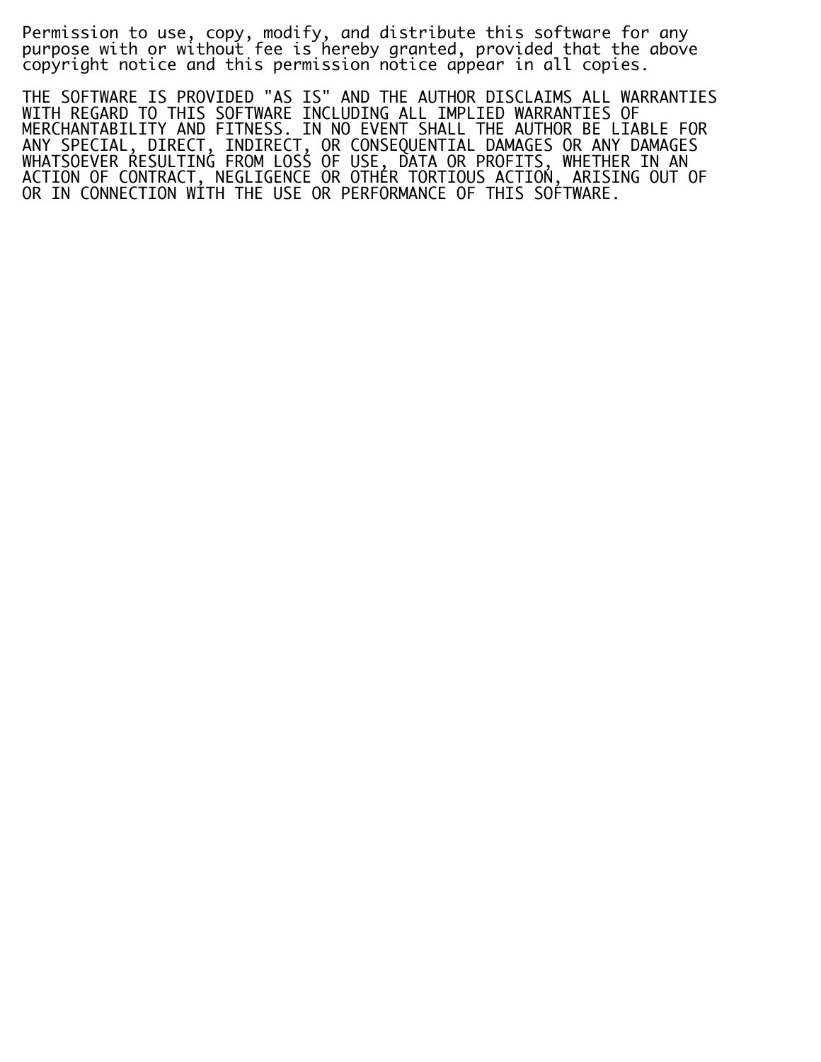Permission to use, copy, modify, and distribute this software for any
purpose with or without fee is hereby granted, provided that the above
copyright notice and this permission notice appear in all copies.

THE SOFTWARE IS PROVIDED "AS IS" AND THE AUTHOR DISCLAIMS ALL WARRANTIES
WITH REGARD TO THIS SOFTWARE INCLUDING ALL IMPLIED WARRANTIES OF
MERCHANTABILITY AND FITNESS. IN NO EVENT SHALL THE AUTHOR BE LIABLE FOR
ANY SPECIAL, DIRECT, INDIRECT, OR CONSEQUENTIAL DAMAGES OR ANY DAMAGES
WHATSOEVER RESULTING FROM LOSS OF USE, DATA OR PROFITS, WHETHER IN AN
ACTION OF CONTRACT, NEGLIGENCE OR OTHER TORTIOUS ACTION, ARISING OUT OF
OR IN CONNECTION WITH THE USE OR PERFORMANCE OF THIS SOFTWARE.